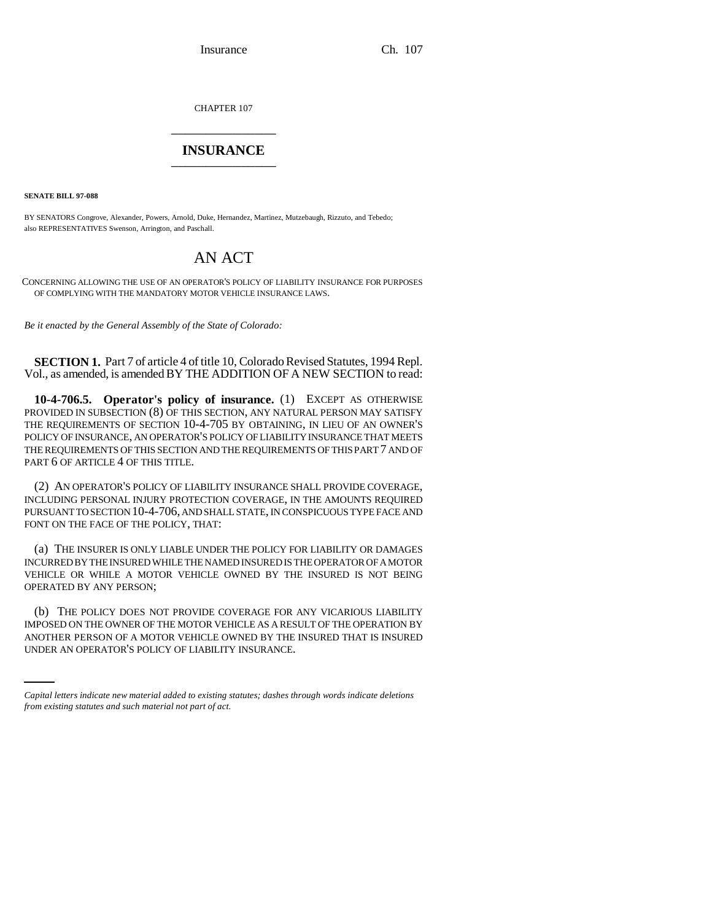CHAPTER 107

# INSURANCE

**SENATE BILL 97-088**

BY SENATORS Congrove, Alexander, Powers, Arnold, Duke, Hernandez, Martinez, Mutzebaugh, Rizzuto, and Tebedo; also REPRESENTATIVES Swenson, Arrington, and Paschall.

## AN ACT

CONCERNING ALLOWING THE USE OF AN OPERATOR'S POLICY OF LIABILITY INSURANCE FOR PURPOSES OF COMPLYING WITH THE MANDATORY MOTOR VEHICLE INSURANCE LAWS.

*Be it enacted by the General Assembly of the State of Colorado:*

**SECTION 1.** Part 7 of article 4 of title 10, Colorado Revised Statutes, 1994 Repl. Vol., as amended, is amended BY THE ADDITION OF A NEW SECTION to read:

**10-4-706.5. Operator's policy of insurance.** (1) EXCEPT AS OTHERWISE PROVIDED IN SUBSECTION (8) OF THIS SECTION, ANY NATURAL PERSON MAY SATISFY THE REQUIREMENTS OF SECTION 10-4-705 BY OBTAINING, IN LIEU OF AN OWNER'S POLICY OF INSURANCE, AN OPERATOR'S POLICY OF LIABILITY INSURANCE THAT MEETS THE REQUIREMENTS OF THIS SECTION AND THE REQUIREMENTS OF THIS PART 7 AND OF PART 6 OF ARTICLE 4 OF THIS TITLE.

(2) AN OPERATOR'S POLICY OF LIABILITY INSURANCE SHALL PROVIDE COVERAGE, INCLUDING PERSONAL INJURY PROTECTION COVERAGE, IN THE AMOUNTS REQUIRED PURSUANT TO SECTION 10-4-706, AND SHALL STATE, IN CONSPICUOUS TYPE FACE AND FONT ON THE FACE OF THE POLICY, THAT:

(a) THE INSURER IS ONLY LIABLE UNDER THE POLICY FOR LIABILITY OR DAMAGES INCURRED BY THE INSURED WHILE THE NAMED INSURED IS THE OPERATOR OF A MOTOR VEHICLE OR WHILE A MOTOR VEHICLE OWNED BY THE INSURED IS NOT BEING OPERATED BY ANY PERSON;

(b) THE POLICY DOES NOT PROVIDE COVERAGE FOR ANY VICARIOUS LIABILITY IMPOSED ON THE OWNER OF THE MOTOR VEHICLE AS A RESULT OF THE OPERATION BY ANOTHER PERSON OF A MOTOR VEHICLE OWNED BY THE INSURED THAT IS INSURED UNDER AN OPERATOR'S POLICY OF LIABILITY INSURANCE.

---

*Capital letters indicate new material added to existing statutes; dashes through words indicate deletions from existing statutes and such material not part of act.*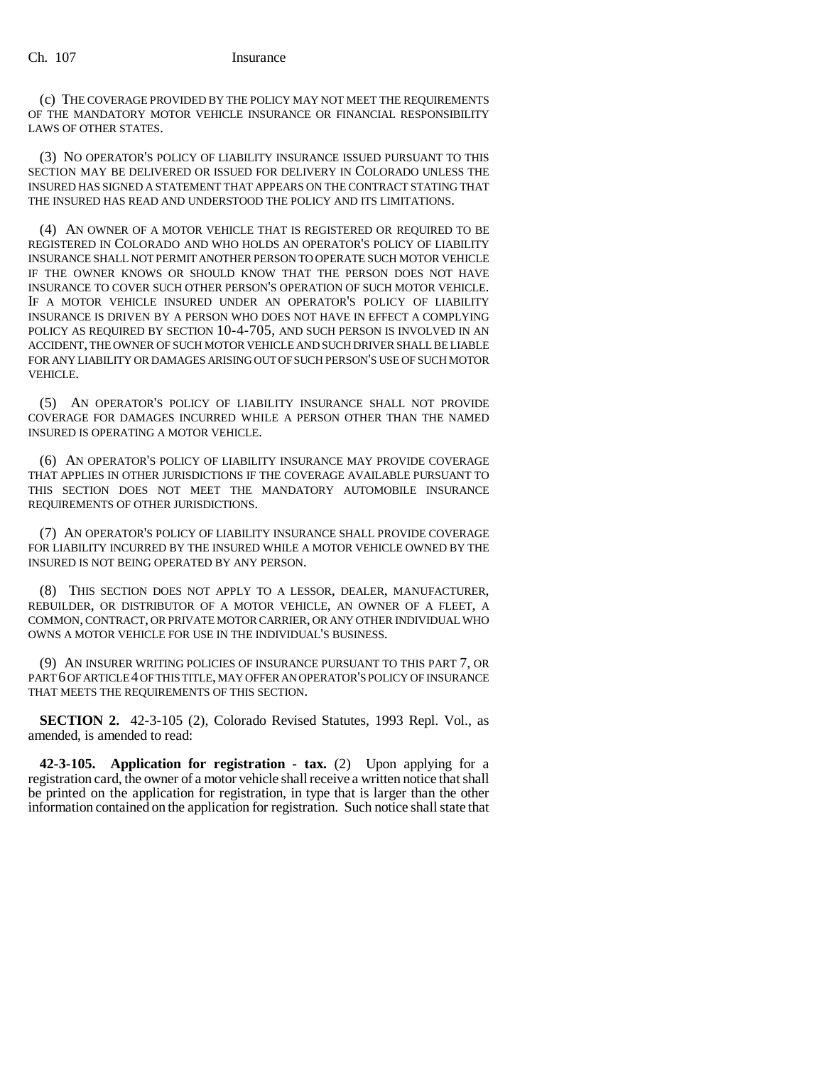(c) THE COVERAGE PROVIDED BY THE POLICY MAY NOT MEET THE REQUIREMENTS OF THE MANDATORY MOTOR VEHICLE INSURANCE OR FINANCIAL RESPONSIBILITY LAWS OF OTHER STATES.

(3) NO OPERATOR'S POLICY OF LIABILITY INSURANCE ISSUED PURSUANT TO THIS SECTION MAY BE DELIVERED OR ISSUED FOR DELIVERY IN COLORADO UNLESS THE INSURED HAS SIGNED A STATEMENT THAT APPEARS ON THE CONTRACT STATING THAT THE INSURED HAS READ AND UNDERSTOOD THE POLICY AND ITS LIMITATIONS.

(4) AN OWNER OF A MOTOR VEHICLE THAT IS REGISTERED OR REQUIRED TO BE REGISTERED IN COLORADO AND WHO HOLDS AN OPERATOR'S POLICY OF LIABILITY INSURANCE SHALL NOT PERMIT ANOTHER PERSON TO OPERATE SUCH MOTOR VEHICLE IF THE OWNER KNOWS OR SHOULD KNOW THAT THE PERSON DOES NOT HAVE INSURANCE TO COVER SUCH OTHER PERSON'S OPERATION OF SUCH MOTOR VEHICLE. IF A MOTOR VEHICLE INSURED UNDER AN OPERATOR'S POLICY OF LIABILITY INSURANCE IS DRIVEN BY A PERSON WHO DOES NOT HAVE IN EFFECT A COMPLYING POLICY AS REQUIRED BY SECTION 10-4-705, AND SUCH PERSON IS INVOLVED IN AN ACCIDENT, THE OWNER OF SUCH MOTOR VEHICLE AND SUCH DRIVER SHALL BE LIABLE FOR ANY LIABILITY OR DAMAGES ARISING OUT OF SUCH PERSON'S USE OF SUCH MOTOR VEHICLE.

(5) AN OPERATOR'S POLICY OF LIABILITY INSURANCE SHALL NOT PROVIDE COVERAGE FOR DAMAGES INCURRED WHILE A PERSON OTHER THAN THE NAMED INSURED IS OPERATING A MOTOR VEHICLE.

(6) AN OPERATOR'S POLICY OF LIABILITY INSURANCE MAY PROVIDE COVERAGE THAT APPLIES IN OTHER JURISDICTIONS IF THE COVERAGE AVAILABLE PURSUANT TO THIS SECTION DOES NOT MEET THE MANDATORY AUTOMOBILE INSURANCE REQUIREMENTS OF OTHER JURISDICTIONS.

(7) AN OPERATOR'S POLICY OF LIABILITY INSURANCE SHALL PROVIDE COVERAGE FOR LIABILITY INCURRED BY THE INSURED WHILE A MOTOR VEHICLE OWNED BY THE INSURED IS NOT BEING OPERATED BY ANY PERSON.

(8) THIS SECTION DOES NOT APPLY TO A LESSOR, DEALER, MANUFACTURER, REBUILDER, OR DISTRIBUTOR OF A MOTOR VEHICLE, AN OWNER OF A FLEET, A COMMON, CONTRACT, OR PRIVATE MOTOR CARRIER, OR ANY OTHER INDIVIDUAL WHO OWNS A MOTOR VEHICLE FOR USE IN THE INDIVIDUAL'S BUSINESS.

(9) AN INSURER WRITING POLICIES OF INSURANCE PURSUANT TO THIS PART 7, OR PART 6 OF ARTICLE 4 OF THIS TITLE, MAY OFFER AN OPERATOR'S POLICY OF INSURANCE THAT MEETS THE REQUIREMENTS OF THIS SECTION.

**SECTION 2.** 42-3-105 (2), Colorado Revised Statutes, 1993 Repl. Vol., as amended, is amended to read:

**42-3-105. Application for registration - tax.** (2) Upon applying for a registration card, the owner of a motor vehicle shall receive a written notice that shall be printed on the application for registration, in type that is larger than the other information contained on the application for registration. Such notice shall state that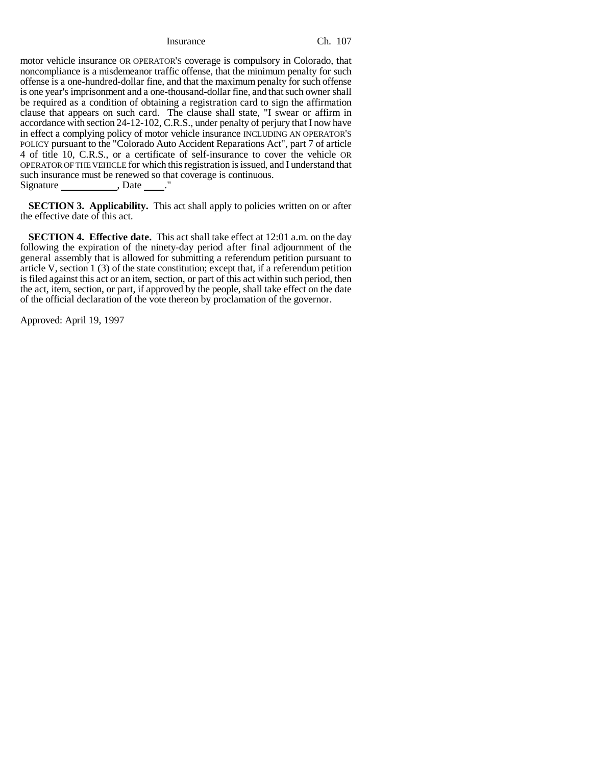motor vehicle insurance OR OPERATOR'S coverage is compulsory in Colorado, that noncompliance is a misdemeanor traffic offense, that the minimum penalty for such offense is a one-hundred-dollar fine, and that the maximum penalty for such offense is one year's imprisonment and a one-thousand-dollar fine, and that such owner shall be required as a condition of obtaining a registration card to sign the affirmation clause that appears on such card. The clause shall state, "I swear or affirm in accordance with section 24-12-102, C.R.S., under penalty of perjury that I now have in effect a complying policy of motor vehicle insurance INCLUDING AN OPERATOR'S POLICY pursuant to the "Colorado Auto Accident Reparations Act", part 7 of article 4 of title 10, C.R.S., or a certificate of self-insurance to cover the vehicle OR OPERATOR OF THE VEHICLE for which this registration is issued, and I understand that such insurance must be renewed so that coverage is continuous.
Signature ____________, Date _____."

**SECTION 3. Applicability.** This act shall apply to policies written on or after the effective date of this act.

**SECTION 4. Effective date.** This act shall take effect at 12:01 a.m. on the day following the expiration of the ninety-day period after final adjournment of the general assembly that is allowed for submitting a referendum petition pursuant to article V, section 1 (3) of the state constitution; except that, if a referendum petition is filed against this act or an item, section, or part of this act within such period, then the act, item, section, or part, if approved by the people, shall take effect on the date of the official declaration of the vote thereon by proclamation of the governor.

Approved: April 19, 1997